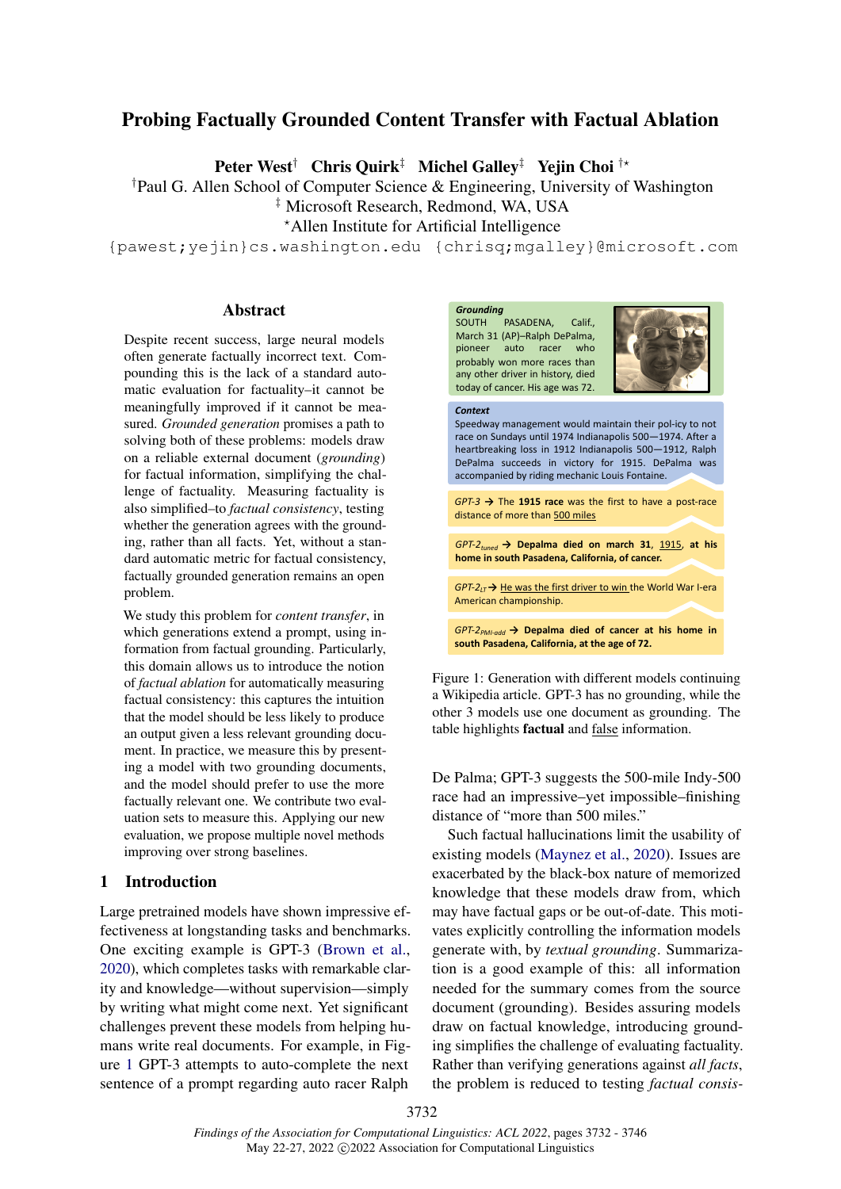# Probing Factually Grounded Content Transfer with Factual Ablation

**Peter West**[†] **Chris Quirk**[‡] **Michel Galley**[‡] **Yejin Choi** [†⋆]

[†]Paul G. Allen School of Computer Science & Engineering, University of Washington
[‡] Microsoft Research, Redmond, WA, USA
[⋆]Allen Institute for Artificial Intelligence
{pawest;yejin}cs.washington.edu {chrisq;mgalley}@microsoft.com

## Abstract

Despite recent success, large neural models often generate factually incorrect text. Compounding this is the lack of a standard automatic evaluation for factuality–it cannot be meaningfully improved if it cannot be measured. *Grounded generation* promises a path to solving both of these problems: models draw on a reliable external document (*grounding*) for factual information, simplifying the challenge of factuality. Measuring factuality is also simplified–to *factual consistency*, testing whether the generation agrees with the grounding, rather than all facts. Yet, without a standard automatic metric for factual consistency, factually grounded generation remains an open problem.

We study this problem for *content transfer*, in which generations extend a prompt, using information from factual grounding. Particularly, this domain allows us to introduce the notion of *factual ablation* for automatically measuring factual consistency: this captures the intuition that the model should be less likely to produce an output given a less relevant grounding document. In practice, we measure this by presenting a model with two grounding documents, and the model should prefer to use the more factually relevant one. We contribute two evaluation sets to measure this. Applying our new evaluation, we propose multiple novel methods improving over strong baselines.

**Grounding**
SOUTH PASADENA, Calif., March 31 (AP)–Ralph DePalma, pioneer auto racer who probably won more races than any other driver in history, died today of cancer. His age was 72.

**Context**
Speedway management would maintain their pol-icy to not race on Sundays until 1974 Indianapolis 500—1974. After a heartbreaking loss in 1912 Indianapolis 500—1912, Ralph DePalma succeeds in victory for 1915. DePalma was accompanied by riding mechanic Louis Fontaine.

*GPT-3* → The **1915 race** was the first to have a post-race distance of more than 500 miles

*GPT-2$_{tuned}$* → **Depalma died on march 31, 1915, at his home in south Pasadena, California, of cancer.**

*GPT-2$_{LT}$* → He was the first driver to win the World War I-era American championship.

*GPT-2$_{PMI\text{-}add}$* → **Depalma died of cancer at his home in south Pasadena, California, at the age of 72.**

Figure 1: Generation with different models continuing a Wikipedia article. GPT-3 has no grounding, while the other 3 models use one document as grounding. The table highlights **factual** and false information.

## 1 Introduction

Large pretrained models have shown impressive effectiveness at longstanding tasks and benchmarks. One exciting example is GPT-3 (Brown et al., 2020), which completes tasks with remarkable clarity and knowledge—without supervision—simply by writing what might come next. Yet significant challenges prevent these models from helping humans write real documents. For example, in Figure 1 GPT-3 attempts to auto-complete the next sentence of a prompt regarding auto racer Ralph De Palma; GPT-3 suggests the 500-mile Indy-500 race had an impressive–yet impossible–finishing distance of "more than 500 miles."

Such factual hallucinations limit the usability of existing models (Maynez et al., 2020). Issues are exacerbated by the black-box nature of memorized knowledge that these models draw from, which may have factual gaps or be out-of-date. This motivates explicitly controlling the information models generate with, by *textual grounding*. Summarization is a good example of this: all information needed for the summary comes from the source document (grounding). Besides assuring models draw on factual knowledge, introducing grounding simplifies the challenge of evaluating factuality. Rather than verifying generations against *all facts*, the problem is reduced to testing *factual consis-*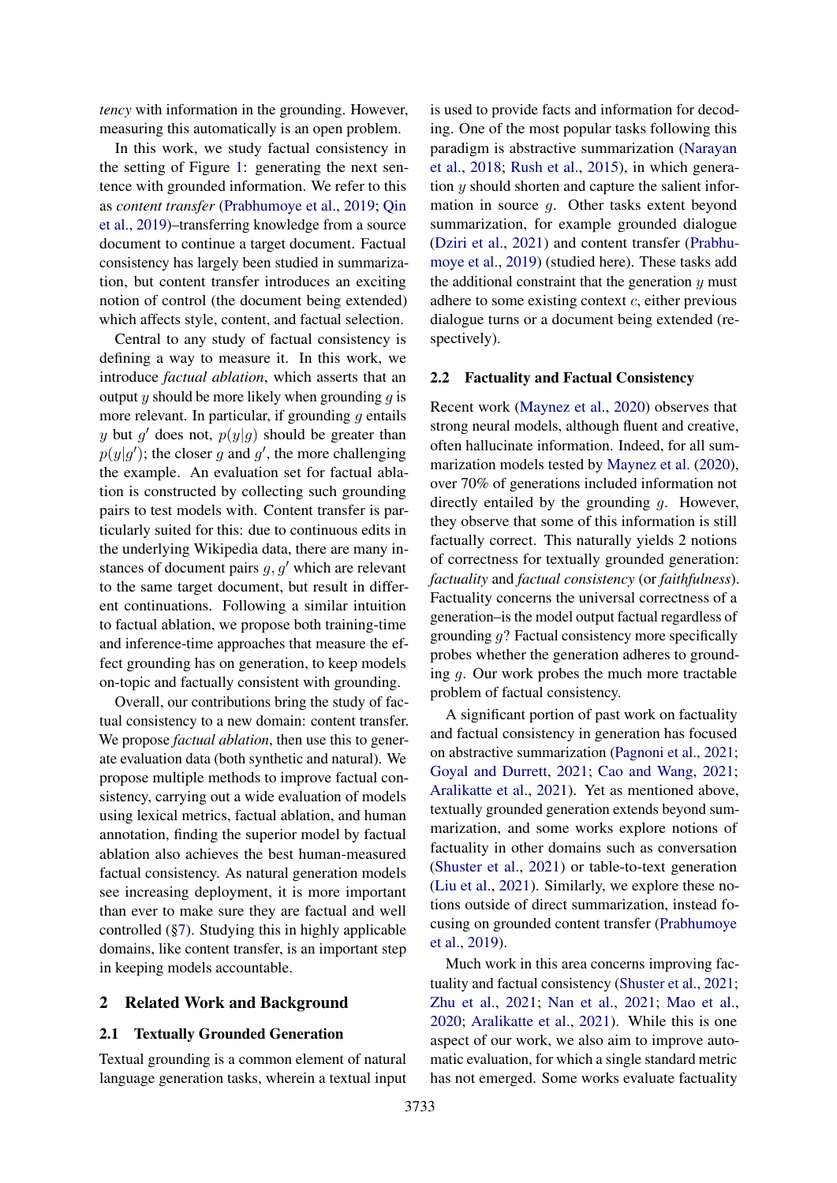*tency* with information in the grounding. However, measuring this automatically is an open problem.

In this work, we study factual consistency in the setting of Figure 1: generating the next sentence with grounded information. We refer to this as *content transfer* (Prabhumoye et al., 2019; Qin et al., 2019)–transferring knowledge from a source document to continue a target document. Factual consistency has largely been studied in summarization, but content transfer introduces an exciting notion of control (the document being extended) which affects style, content, and factual selection.

Central to any study of factual consistency is defining a way to measure it. In this work, we introduce *factual ablation*, which asserts that an output $y$ should be more likely when grounding $g$ is more relevant. In particular, if grounding $g$ entails $y$ but $g'$ does not, $p(y|g)$ should be greater than $p(y|g')$; the closer $g$ and $g'$, the more challenging the example. An evaluation set for factual ablation is constructed by collecting such grounding pairs to test models with. Content transfer is particularly suited for this: due to continuous edits in the underlying Wikipedia data, there are many instances of document pairs $g, g'$ which are relevant to the same target document, but result in different continuations. Following a similar intuition to factual ablation, we propose both training-time and inference-time approaches that measure the effect grounding has on generation, to keep models on-topic and factually consistent with grounding.

Overall, our contributions bring the study of factual consistency to a new domain: content transfer. We propose *factual ablation*, then use this to generate evaluation data (both synthetic and natural). We propose multiple methods to improve factual consistency, carrying out a wide evaluation of models using lexical metrics, factual ablation, and human annotation, finding the superior model by factual ablation also achieves the best human-measured factual consistency. As natural generation models see increasing deployment, it is more important than ever to make sure they are factual and well controlled (§7). Studying this in highly applicable domains, like content transfer, is an important step in keeping models accountable.

## 2 Related Work and Background

### 2.1 Textually Grounded Generation

Textual grounding is a common element of natural language generation tasks, wherein a textual input is used to provide facts and information for decoding. One of the most popular tasks following this paradigm is abstractive summarization (Narayan et al., 2018; Rush et al., 2015), in which generation $y$ should shorten and capture the salient information in source $g$. Other tasks extent beyond summarization, for example grounded dialogue (Dziri et al., 2021) and content transfer (Prabhumoye et al., 2019) (studied here). These tasks add the additional constraint that the generation $y$ must adhere to some existing context $c$, either previous dialogue turns or a document being extended (respectively).

### 2.2 Factuality and Factual Consistency

Recent work (Maynez et al., 2020) observes that strong neural models, although fluent and creative, often hallucinate information. Indeed, for all summarization models tested by Maynez et al. (2020), over 70% of generations included information not directly entailed by the grounding $g$. However, they observe that some of this information is still factually correct. This naturally yields 2 notions of correctness for textually grounded generation: *factuality* and *factual consistency* (or *faithfulness*). Factuality concerns the universal correctness of a generation–is the model output factual regardless of grounding $g$? Factual consistency more specifically probes whether the generation adheres to grounding $g$. Our work probes the much more tractable problem of factual consistency.

A significant portion of past work on factuality and factual consistency in generation has focused on abstractive summarization (Pagnoni et al., 2021; Goyal and Durrett, 2021; Cao and Wang, 2021; Aralikatte et al., 2021). Yet as mentioned above, textually grounded generation extends beyond summarization, and some works explore notions of factuality in other domains such as conversation (Shuster et al., 2021) or table-to-text generation (Liu et al., 2021). Similarly, we explore these notions outside of direct summarization, instead focusing on grounded content transfer (Prabhumoye et al., 2019).

Much work in this area concerns improving factuality and factual consistency (Shuster et al., 2021; Zhu et al., 2021; Nan et al., 2021; Mao et al., 2020; Aralikatte et al., 2021). While this is one aspect of our work, we also aim to improve automatic evaluation, for which a single standard metric has not emerged. Some works evaluate factuality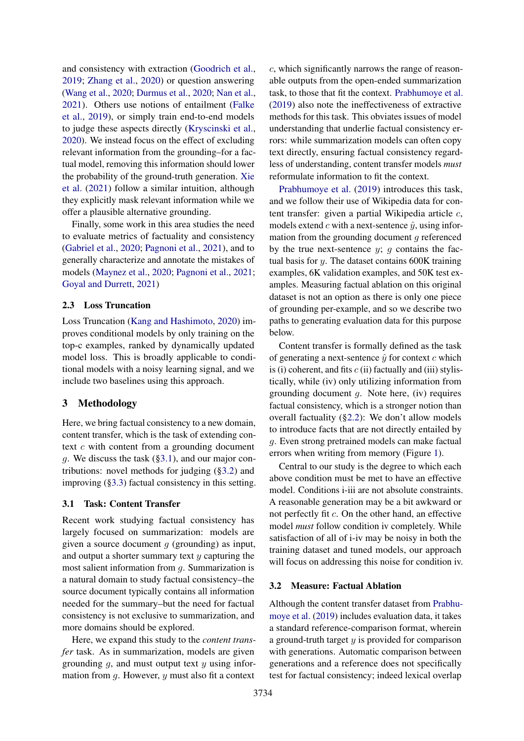and consistency with extraction (Goodrich et al., 2019; Zhang et al., 2020) or question answering (Wang et al., 2020; Durmus et al., 2020; Nan et al., 2021). Others use notions of entailment (Falke et al., 2019), or simply train end-to-end models to judge these aspects directly (Kryscinski et al., 2020). We instead focus on the effect of excluding relevant information from the grounding–for a factual model, removing this information should lower the probability of the ground-truth generation. Xie et al. (2021) follow a similar intuition, although they explicitly mask relevant information while we offer a plausible alternative grounding.

Finally, some work in this area studies the need to evaluate metrics of factuality and consistency (Gabriel et al., 2020; Pagnoni et al., 2021), and to generally characterize and annotate the mistakes of models (Maynez et al., 2020; Pagnoni et al., 2021; Goyal and Durrett, 2021)

### 2.3 Loss Truncation

Loss Truncation (Kang and Hashimoto, 2020) improves conditional models by only training on the top-c examples, ranked by dynamically updated model loss. This is broadly applicable to conditional models with a noisy learning signal, and we include two baselines using this approach.

## 3 Methodology

Here, we bring factual consistency to a new domain, content transfer, which is the task of extending context $c$ with content from a grounding document $g$. We discuss the task (§3.1), and our major contributions: novel methods for judging (§3.2) and improving (§3.3) factual consistency in this setting.

### 3.1 Task: Content Transfer

Recent work studying factual consistency has largely focused on summarization: models are given a source document $g$ (grounding) as input, and output a shorter summary text $y$ capturing the most salient information from $g$. Summarization is a natural domain to study factual consistency–the source document typically contains all information needed for the summary–but the need for factual consistency is not exclusive to summarization, and more domains should be explored.

Here, we expand this study to the *content transfer* task. As in summarization, models are given grounding $g$, and must output text $y$ using information from $g$. However, $y$ must also fit a context $c$, which significantly narrows the range of reasonable outputs from the open-ended summarization task, to those that fit the context. Prabhumoye et al. (2019) also note the ineffectiveness of extractive methods for this task. This obviates issues of model understanding that underlie factual consistency errors: while summarization models can often copy text directly, ensuring factual consistency regardless of understanding, content transfer models *must* reformulate information to fit the context.

Prabhumoye et al. (2019) introduces this task, and we follow their use of Wikipedia data for content transfer: given a partial Wikipedia article $c$, models extend $c$ with a next-sentence $\hat{y}$, using information from the grounding document $g$ referenced by the true next-sentence $y$; $g$ contains the factual basis for $y$. The dataset contains 600K training examples, 6K validation examples, and 50K test examples. Measuring factual ablation on this original dataset is not an option as there is only one piece of grounding per-example, and so we describe two paths to generating evaluation data for this purpose below.

Content transfer is formally defined as the task of generating a next-sentence $\hat{y}$ for context $c$ which is (i) coherent, and fits $c$ (ii) factually and (iii) stylistically, while (iv) only utilizing information from grounding document $g$. Note here, (iv) requires factual consistency, which is a stronger notion than overall factuality (§2.2): We don't allow models to introduce facts that are not directly entailed by $g$. Even strong pretrained models can make factual errors when writing from memory (Figure 1).

Central to our study is the degree to which each above condition must be met to have an effective model. Conditions i-iii are not absolute constraints. A reasonable generation may be a bit awkward or not perfectly fit $c$. On the other hand, an effective model *must* follow condition iv completely. While satisfaction of all of i-iv may be noisy in both the training dataset and tuned models, our approach will focus on addressing this noise for condition iv.

### 3.2 Measure: Factual Ablation

Although the content transfer dataset from Prabhumoye et al. (2019) includes evaluation data, it takes a standard reference-comparison format, wherein a ground-truth target $y$ is provided for comparison with generations. Automatic comparison between generations and a reference does not specifically test for factual consistency; indeed lexical overlap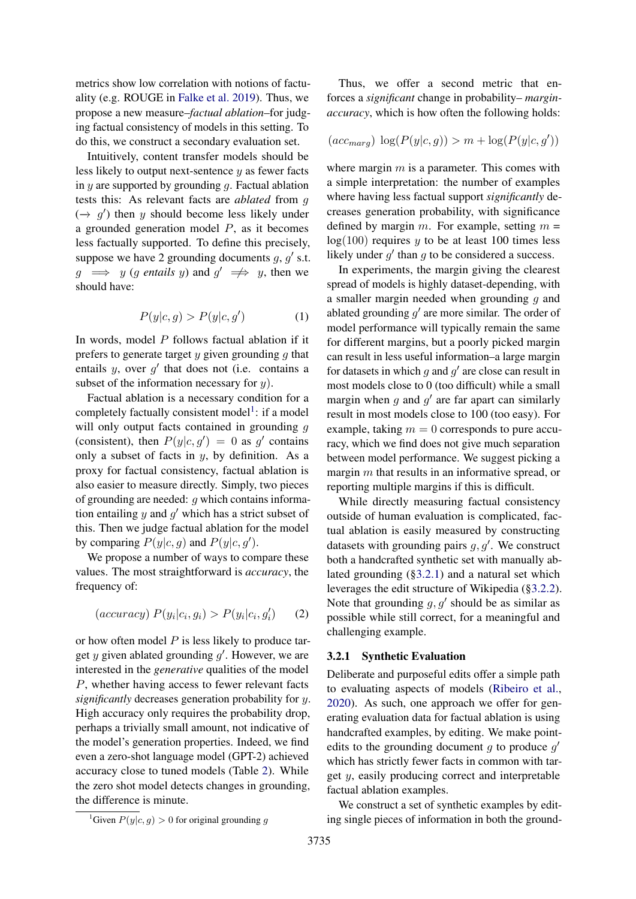metrics show low correlation with notions of factuality (e.g. ROUGE in Falke et al. 2019). Thus, we propose a new measure–*factual ablation*–for judging factual consistency of models in this setting. To do this, we construct a secondary evaluation set.

Intuitively, content transfer models should be less likely to output next-sentence $y$ as fewer facts in $y$ are supported by grounding $g$. Factual ablation tests this: As relevant facts are *ablated* from $g$ ($\rightarrow g'$) then $y$ should become less likely under a grounded generation model $P$, as it becomes less factually supported. To define this precisely, suppose we have 2 grounding documents $g, g'$ s.t. $g \implies y$ ($g$ *entails* $y$) and $g' \not\implies y$, then we should have:

$$P(y|c, g) > P(y|c, g') \tag{1}$$

In words, model $P$ follows factual ablation if it prefers to generate target $y$ given grounding $g$ that entails $y$, over $g'$ that does not (i.e. contains a subset of the information necessary for $y$).

Factual ablation is a necessary condition for a completely factually consistent model[1]: if a model will only output facts contained in grounding $g$ (consistent), then $P(y|c, g') = 0$ as $g'$ contains only a subset of facts in $y$, by definition. As a proxy for factual consistency, factual ablation is also easier to measure directly. Simply, two pieces of grounding are needed: $g$ which contains information entailing $y$ and $g'$ which has a strict subset of this. Then we judge factual ablation for the model by comparing $P(y|c, g)$ and $P(y|c, g')$.

We propose a number of ways to compare these values. The most straightforward is *accuracy*, the frequency of:

$$(accuracy)\ P(y_i|c_i, g_i) > P(y_i|c_i, g_i') \tag{2}$$

or how often model $P$ is less likely to produce target $y$ given ablated grounding $g'$. However, we are interested in the *generative* qualities of the model $P$, whether having access to fewer relevant facts *significantly* decreases generation probability for $y$. High accuracy only requires the probability drop, perhaps a trivially small amount, not indicative of the model's generation properties. Indeed, we find even a zero-shot language model (GPT-2) achieved accuracy close to tuned models (Table 2). While the zero shot model detects changes in grounding, the difference is minute.

[1] Given $P(y|c, g) > 0$ for original grounding $g$

Thus, we offer a second metric that enforces a *significant* change in probability– *margin-accuracy*, which is how often the following holds:

$$(acc_{marg})\ \log(P(y|c, g)) > m + \log(P(y|c, g'))$$

where margin $m$ is a parameter. This comes with a simple interpretation: the number of examples where having less factual support *significantly* decreases generation probability, with significance defined by margin $m$. For example, setting $m = \log(100)$ requires $y$ to be at least 100 times less likely under $g'$ than $g$ to be considered a success.

In experiments, the margin giving the clearest spread of models is highly dataset-depending, with a smaller margin needed when grounding $g$ and ablated grounding $g'$ are more similar. The order of model performance will typically remain the same for different margins, but a poorly picked margin can result in less useful information–a large margin for datasets in which $g$ and $g'$ are close can result in most models close to 0 (too difficult) while a small margin when $g$ and $g'$ are far apart can similarly result in most models close to 100 (too easy). For example, taking $m = 0$ corresponds to pure accuracy, which we find does not give much separation between model performance. We suggest picking a margin $m$ that results in an informative spread, or reporting multiple margins if this is difficult.

While directly measuring factual consistency outside of human evaluation is complicated, factual ablation is easily measured by constructing datasets with grounding pairs $g, g'$. We construct both a handcrafted synthetic set with manually ablated grounding (§3.2.1) and a natural set which leverages the edit structure of Wikipedia (§3.2.2). Note that grounding $g, g'$ should be as similar as possible while still correct, for a meaningful and challenging example.

### 3.2.1 Synthetic Evaluation

Deliberate and purposeful edits offer a simple path to evaluating aspects of models (Ribeiro et al., 2020). As such, one approach we offer for generating evaluation data for factual ablation is using handcrafted examples, by editing. We make point-edits to the grounding document $g$ to produce $g'$ which has strictly fewer facts in common with target $y$, easily producing correct and interpretable factual ablation examples.

We construct a set of synthetic examples by editing single pieces of information in both the ground-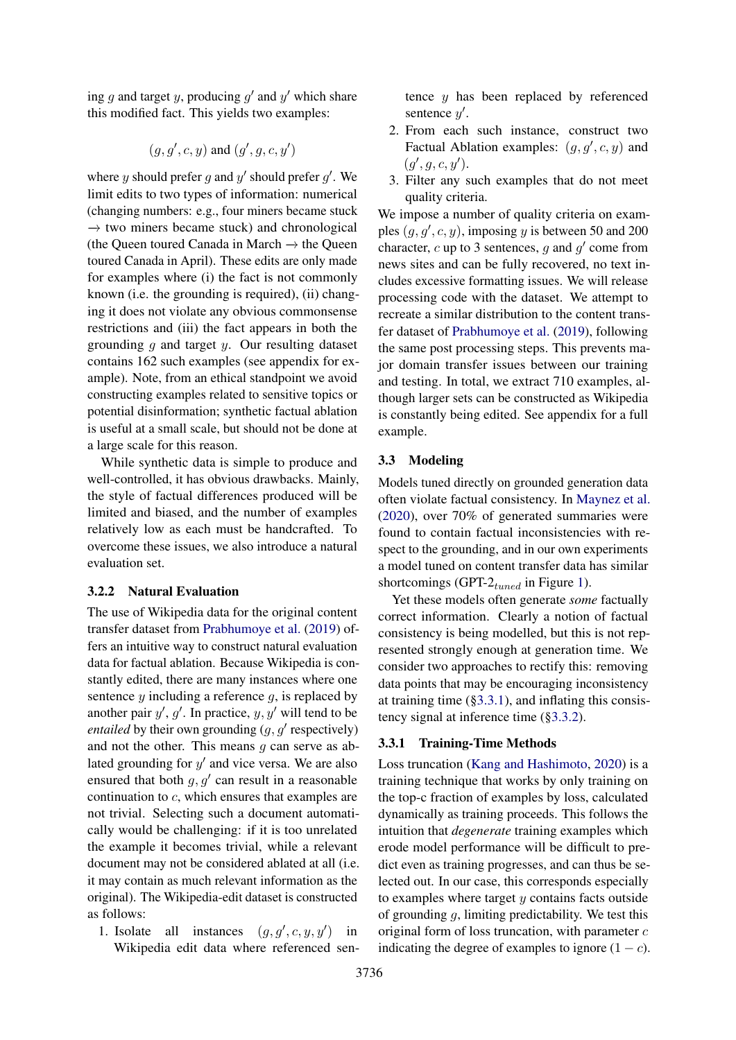ing $g$ and target $y$, producing $g'$ and $y'$ which share this modified fact. This yields two examples:

$$(g, g', c, y) \text{ and } (g', g, c, y')$$

where $y$ should prefer $g$ and $y'$ should prefer $g'$. We limit edits to two types of information: numerical (changing numbers: e.g., four miners became stuck → two miners became stuck) and chronological (the Queen toured Canada in March → the Queen toured Canada in April). These edits are only made for examples where (i) the fact is not commonly known (i.e. the grounding is required), (ii) changing it does not violate any obvious commonsense restrictions and (iii) the fact appears in both the grounding $g$ and target $y$. Our resulting dataset contains 162 such examples (see appendix for example). Note, from an ethical standpoint we avoid constructing examples related to sensitive topics or potential disinformation; synthetic factual ablation is useful at a small scale, but should not be done at a large scale for this reason.

While synthetic data is simple to produce and well-controlled, it has obvious drawbacks. Mainly, the style of factual differences produced will be limited and biased, and the number of examples relatively low as each must be handcrafted. To overcome these issues, we also introduce a natural evaluation set.

#### 3.2.2 Natural Evaluation

The use of Wikipedia data for the original content transfer dataset from Prabhumoye et al. (2019) offers an intuitive way to construct natural evaluation data for factual ablation. Because Wikipedia is constantly edited, there are many instances where one sentence $y$ including a reference $g$, is replaced by another pair $y'$, $g'$. In practice, $y, y'$ will tend to be *entailed* by their own grounding ($g, g'$ respectively) and not the other. This means $g$ can serve as ablated grounding for $y'$ and vice versa. We are also ensured that both $g, g'$ can result in a reasonable continuation to $c$, which ensures that examples are not trivial. Selecting such a document automatically would be challenging: if it is too unrelated the example it becomes trivial, while a relevant document may not be considered ablated at all (i.e. it may contain as much relevant information as the original). The Wikipedia-edit dataset is constructed as follows:

1. Isolate all instances $(g, g', c, y, y')$ in Wikipedia edit data where referenced sentence $y$ has been replaced by referenced sentence $y'$.
2. From each such instance, construct two Factual Ablation examples: $(g, g', c, y)$ and $(g', g, c, y')$.
3. Filter any such examples that do not meet quality criteria.

We impose a number of quality criteria on examples $(g, g', c, y)$, imposing $y$ is between 50 and 200 character, $c$ up to 3 sentences, $g$ and $g'$ come from news sites and can be fully recovered, no text includes excessive formatting issues. We will release processing code with the dataset. We attempt to recreate a similar distribution to the content transfer dataset of Prabhumoye et al. (2019), following the same post processing steps. This prevents major domain transfer issues between our training and testing. In total, we extract 710 examples, although larger sets can be constructed as Wikipedia is constantly being edited. See appendix for a full example.

### 3.3 Modeling

Models tuned directly on grounded generation data often violate factual consistency. In Maynez et al. (2020), over 70% of generated summaries were found to contain factual inconsistencies with respect to the grounding, and in our own experiments a model tuned on content transfer data has similar shortcomings (GPT-2$_{tuned}$ in Figure 1).

Yet these models often generate *some* factually correct information. Clearly a notion of factual consistency is being modelled, but this is not represented strongly enough at generation time. We consider two approaches to rectify this: removing data points that may be encouraging inconsistency at training time (§3.3.1), and inflating this consistency signal at inference time (§3.3.2).

#### 3.3.1 Training-Time Methods

Loss truncation (Kang and Hashimoto, 2020) is a training technique that works by only training on the top-c fraction of examples by loss, calculated dynamically as training proceeds. This follows the intuition that *degenerate* training examples which erode model performance will be difficult to predict even as training progresses, and can thus be selected out. In our case, this corresponds especially to examples where target $y$ contains facts outside of grounding $g$, limiting predictability. We test this original form of loss truncation, with parameter $c$ indicating the degree of examples to ignore $(1 - c)$.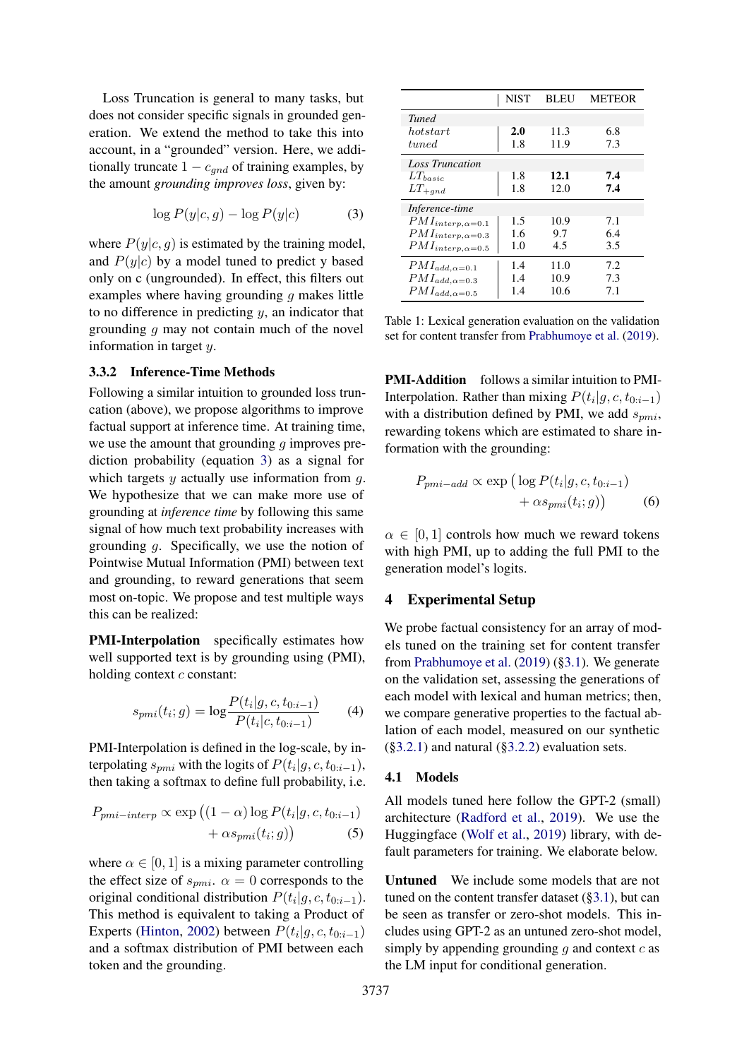Loss Truncation is general to many tasks, but does not consider specific signals in grounded generation. We extend the method to take this into account, in a "grounded" version. Here, we additionally truncate $1 - c_{gnd}$ of training examples, by the amount *grounding improves loss*, given by:

$$\log P(y|c, g) - \log P(y|c) \tag{3}$$

where $P(y|c, g)$ is estimated by the training model, and $P(y|c)$ by a model tuned to predict y based only on c (ungrounded). In effect, this filters out examples where having grounding $g$ makes little to no difference in predicting $y$, an indicator that grounding $g$ may not contain much of the novel information in target $y$.

### 3.3.2 Inference-Time Methods

Following a similar intuition to grounded loss truncation (above), we propose algorithms to improve factual support at inference time. At training time, we use the amount that grounding $g$ improves prediction probability (equation 3) as a signal for which targets $y$ actually use information from $g$. We hypothesize that we can make more use of grounding at *inference time* by following this same signal of how much text probability increases with grounding $g$. Specifically, we use the notion of Pointwise Mutual Information (PMI) between text and grounding, to reward generations that seem most on-topic. We propose and test multiple ways this can be realized:

**PMI-Interpolation** specifically estimates how well supported text is by grounding using (PMI), holding context $c$ constant:

$$s_{pmi}(t_i; g) = \log \frac{P(t_i|g, c, t_{0:i-1})}{P(t_i|c, t_{0:i-1})} \tag{4}$$

PMI-Interpolation is defined in the log-scale, by interpolating $s_{pmi}$ with the logits of $P(t_i|g, c, t_{0:i-1})$, then taking a softmax to define full probability, i.e.

$$P_{pmi-interp} \propto \exp\big((1-\alpha)\log P(t_i|g, c, t_{0:i-1}) + \alpha s_{pmi}(t_i; g)\big) \tag{5}$$

where $\alpha \in [0, 1]$ is a mixing parameter controlling the effect size of $s_{pmi}$. $\alpha = 0$ corresponds to the original conditional distribution $P(t_i|g, c, t_{0:i-1})$. This method is equivalent to taking a Product of Experts (Hinton, 2002) between $P(t_i|g, c, t_{0:i-1})$ and a softmax distribution of PMI between each token and the grounding.

| | NIST | BLEU | METEOR |
|---|---|---|---|
| *Tuned* | | | |
| *hotstart* | **2.0** | 11.3 | 6.8 |
| *tuned* | 1.8 | 11.9 | 7.3 |
| *Loss Truncation* | | | |
| $LT_{basic}$ | 1.8 | **12.1** | **7.4** |
| $LT_{+gnd}$ | 1.8 | 12.0 | **7.4** |
| *Inference-time* | | | |
| $PMI_{interp,\alpha=0.1}$ | 1.5 | 10.9 | 7.1 |
| $PMI_{interp,\alpha=0.3}$ | 1.6 | 9.7 | 6.4 |
| $PMI_{interp,\alpha=0.5}$ | 1.0 | 4.5 | 3.5 |
| $PMI_{add,\alpha=0.1}$ | 1.4 | 11.0 | 7.2 |
| $PMI_{add,\alpha=0.3}$ | 1.4 | 10.9 | 7.3 |
| $PMI_{add,\alpha=0.5}$ | 1.4 | 10.6 | 7.1 |

Table 1: Lexical generation evaluation on the validation set for content transfer from Prabhumoye et al. (2019).

**PMI-Addition** follows a similar intuition to PMI-Interpolation. Rather than mixing $P(t_i|g, c, t_{0:i-1})$ with a distribution defined by PMI, we add $s_{pmi}$, rewarding tokens which are estimated to share information with the grounding:

$$P_{pmi-add} \propto \exp\big(\log P(t_i|g, c, t_{0:i-1}) + \alpha s_{pmi}(t_i; g)\big) \tag{6}$$

$\alpha \in [0, 1]$ controls how much we reward tokens with high PMI, up to adding the full PMI to the generation model's logits.

## 4 Experimental Setup

We probe factual consistency for an array of models tuned on the training set for content transfer from Prabhumoye et al. (2019) (§3.1). We generate on the validation set, assessing the generations of each model with lexical and human metrics; then, we compare generative properties to the factual ablation of each model, measured on our synthetic (§3.2.1) and natural (§3.2.2) evaluation sets.

### 4.1 Models

All models tuned here follow the GPT-2 (small) architecture (Radford et al., 2019). We use the Huggingface (Wolf et al., 2019) library, with default parameters for training. We elaborate below.

**Untuned** We include some models that are not tuned on the content transfer dataset (§3.1), but can be seen as transfer or zero-shot models. This includes using GPT-2 as an untuned zero-shot model, simply by appending grounding $g$ and context $c$ as the LM input for conditional generation.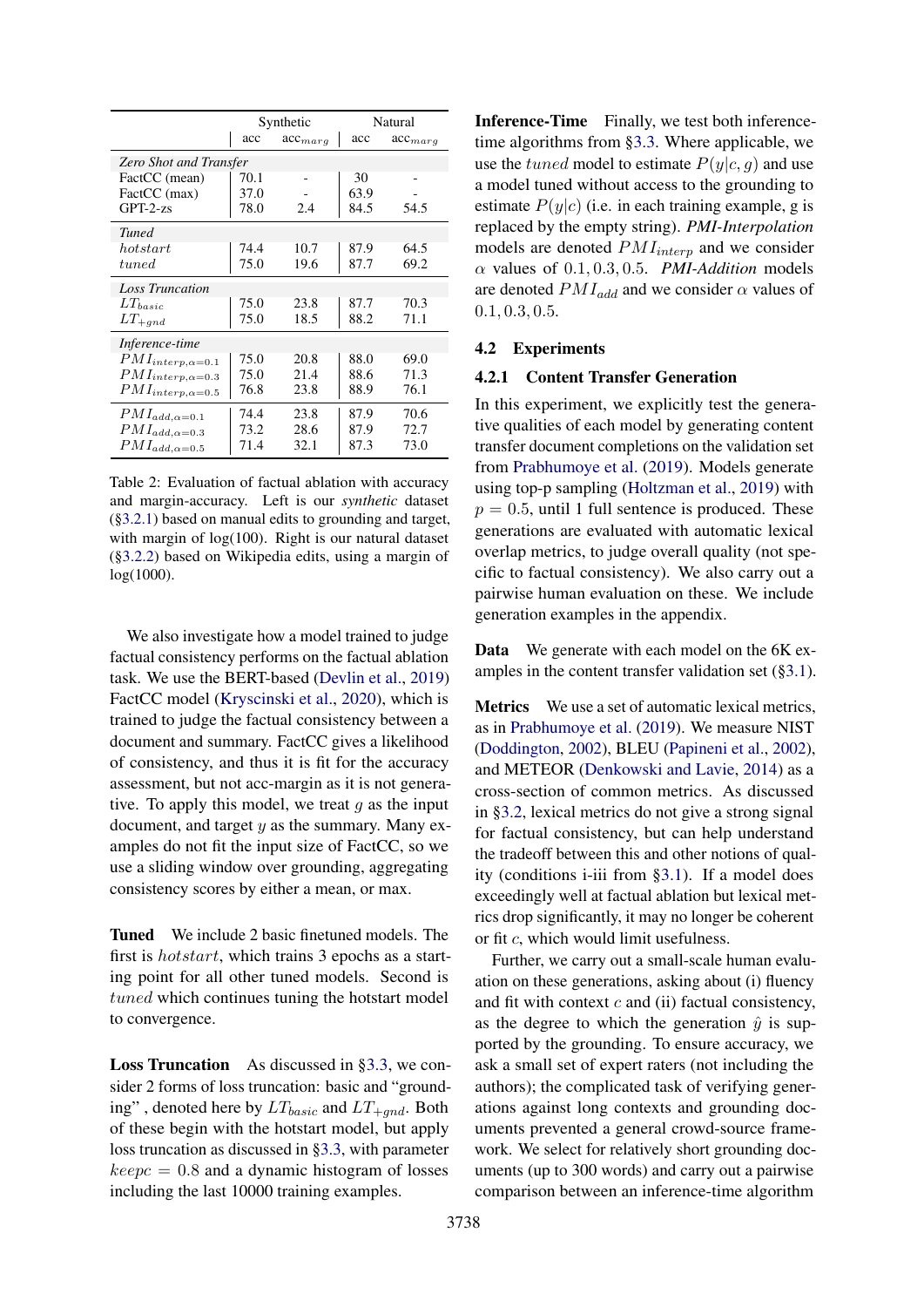| | Synthetic | | Natural | |
|---|---|---|---|---|
| | acc | acc$_{marg}$ | acc | acc$_{marg}$ |
| *Zero Shot and Transfer* | | | | |
| FactCC (mean) | 70.1 | - | 30 | - |
| FactCC (max) | 37.0 | - | 63.9 | - |
| GPT-2-zs | 78.0 | 2.4 | 84.5 | 54.5 |
| *Tuned* | | | | |
| $hotstart$ | 74.4 | 10.7 | 87.9 | 64.5 |
| $tuned$ | 75.0 | 19.6 | 87.7 | 69.2 |
| *Loss Truncation* | | | | |
| $LT_{basic}$ | 75.0 | 23.8 | 87.7 | 70.3 |
| $LT_{+gnd}$ | 75.0 | 18.5 | 88.2 | 71.1 |
| *Inference-time* | | | | |
| $PMI_{interp,\alpha=0.1}$ | 75.0 | 20.8 | 88.0 | 69.0 |
| $PMI_{interp,\alpha=0.3}$ | 75.0 | 21.4 | 88.6 | 71.3 |
| $PMI_{interp,\alpha=0.5}$ | 76.8 | 23.8 | 88.9 | 76.1 |
| $PMI_{add,\alpha=0.1}$ | 74.4 | 23.8 | 87.9 | 70.6 |
| $PMI_{add,\alpha=0.3}$ | 73.2 | 28.6 | 87.9 | 72.7 |
| $PMI_{add,\alpha=0.5}$ | 71.4 | 32.1 | 87.3 | 73.0 |

Table 2: Evaluation of factual ablation with accuracy and margin-accuracy. Left is our *synthetic* dataset (§3.2.1) based on manual edits to grounding and target, with margin of log(100). Right is our natural dataset (§3.2.2) based on Wikipedia edits, using a margin of log(1000).

We also investigate how a model trained to judge factual consistency performs on the factual ablation task. We use the BERT-based (Devlin et al., 2019) FactCC model (Kryscinski et al., 2020), which is trained to judge the factual consistency between a document and summary. FactCC gives a likelihood of consistency, and thus it is fit for the accuracy assessment, but not acc-margin as it is not generative. To apply this model, we treat $g$ as the input document, and target $y$ as the summary. Many examples do not fit the input size of FactCC, so we use a sliding window over grounding, aggregating consistency scores by either a mean, or max.

**Tuned** We include 2 basic finetuned models. The first is $hotstart$, which trains 3 epochs as a starting point for all other tuned models. Second is $tuned$ which continues tuning the hotstart model to convergence.

**Loss Truncation** As discussed in §3.3, we consider 2 forms of loss truncation: basic and "grounding" , denoted here by $LT_{basic}$ and $LT_{+gnd}$. Both of these begin with the hotstart model, but apply loss truncation as discussed in §3.3, with parameter $keepc = 0.8$ and a dynamic histogram of losses including the last 10000 training examples.

**Inference-Time** Finally, we test both inference-time algorithms from §3.3. Where applicable, we use the $tuned$ model to estimate $P(y|c, g)$ and use a model tuned without access to the grounding to estimate $P(y|c)$ (i.e. in each training example, g is replaced by the empty string). *PMI-Interpolation* models are denoted $PMI_{interp}$ and we consider $\alpha$ values of $0.1, 0.3, 0.5$. *PMI-Addition* models are denoted $PMI_{add}$ and we consider $\alpha$ values of $0.1, 0.3, 0.5$.

## 4.2 Experiments

### 4.2.1 Content Transfer Generation

In this experiment, we explicitly test the generative qualities of each model by generating content transfer document completions on the validation set from Prabhumoye et al. (2019). Models generate using top-p sampling (Holtzman et al., 2019) with $p = 0.5$, until 1 full sentence is produced. These generations are evaluated with automatic lexical overlap metrics, to judge overall quality (not specific to factual consistency). We also carry out a pairwise human evaluation on these. We include generation examples in the appendix.

**Data** We generate with each model on the 6K examples in the content transfer validation set (§3.1).

**Metrics** We use a set of automatic lexical metrics, as in Prabhumoye et al. (2019). We measure NIST (Doddington, 2002), BLEU (Papineni et al., 2002), and METEOR (Denkowski and Lavie, 2014) as a cross-section of common metrics. As discussed in §3.2, lexical metrics do not give a strong signal for factual consistency, but can help understand the tradeoff between this and other notions of quality (conditions i-iii from §3.1). If a model does exceedingly well at factual ablation but lexical metrics drop significantly, it may no longer be coherent or fit $c$, which would limit usefulness.

Further, we carry out a small-scale human evaluation on these generations, asking about (i) fluency and fit with context $c$ and (ii) factual consistency, as the degree to which the generation $\hat{y}$ is supported by the grounding. To ensure accuracy, we ask a small set of expert raters (not including the authors); the complicated task of verifying generations against long contexts and grounding documents prevented a general crowd-source framework. We select for relatively short grounding documents (up to 300 words) and carry out a pairwise comparison between an inference-time algorithm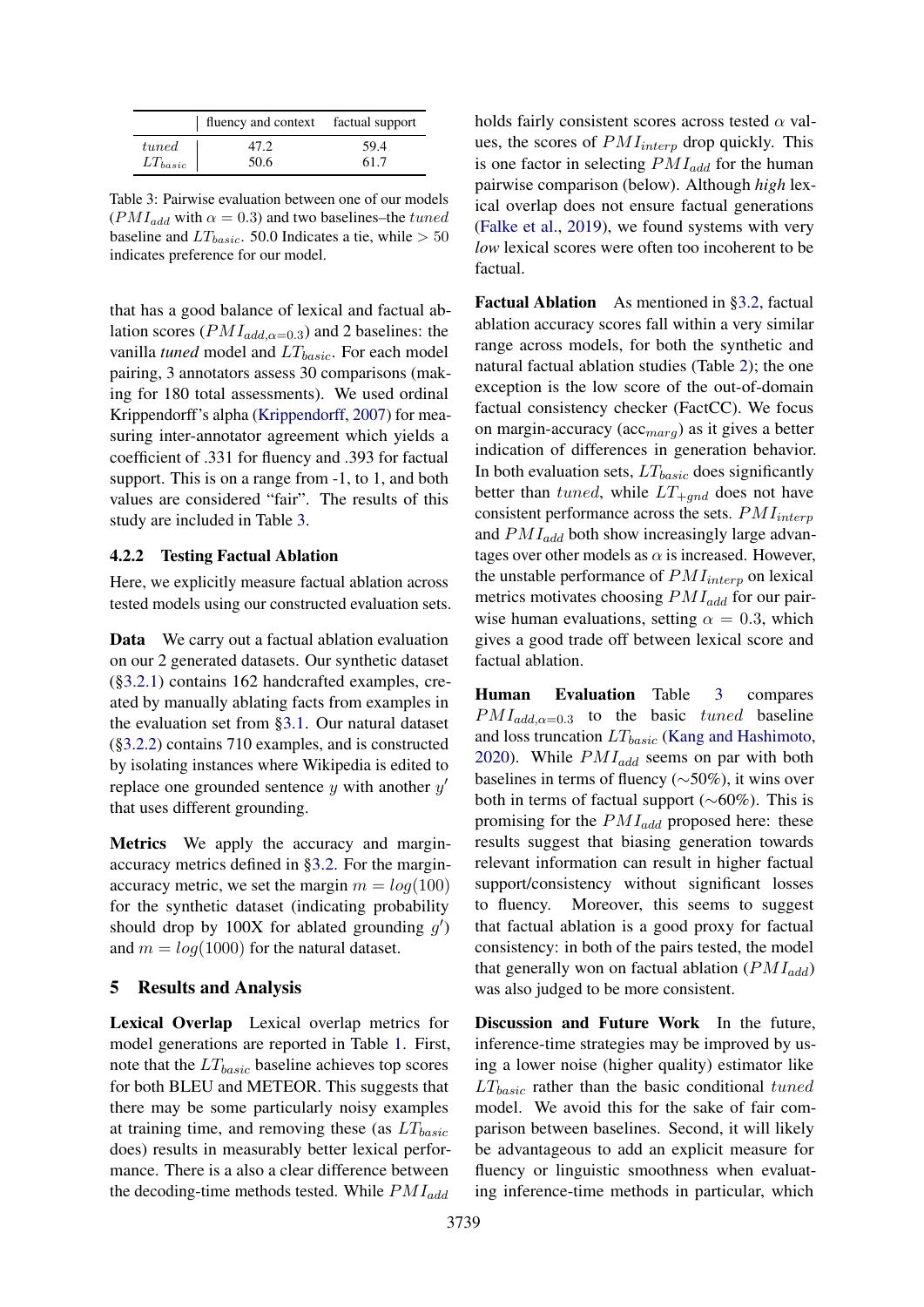|  | fluency and context | factual support |
|---|---|---|
| *tuned* | 47.2 | 59.4 |
| $LT_{basic}$ | 50.6 | 61.7 |

Table 3: Pairwise evaluation between one of our models ($PMI_{add}$ with $\alpha = 0.3$) and two baselines–the *tuned* baseline and $LT_{basic}$. 50.0 Indicates a tie, while $> 50$ indicates preference for our model.

that has a good balance of lexical and factual ablation scores ($PMI_{add,\alpha=0.3}$) and 2 baselines: the vanilla *tuned* model and $LT_{basic}$. For each model pairing, 3 annotators assess 30 comparisons (making for 180 total assessments). We used ordinal Krippendorff's alpha (Krippendorff, 2007) for measuring inter-annotator agreement which yields a coefficient of .331 for fluency and .393 for factual support. This is on a range from -1, to 1, and both values are considered "fair". The results of this study are included in Table 3.

### 4.2.2 Testing Factual Ablation

Here, we explicitly measure factual ablation across tested models using our constructed evaluation sets.

**Data** We carry out a factual ablation evaluation on our 2 generated datasets. Our synthetic dataset (§3.2.1) contains 162 handcrafted examples, created by manually ablating facts from examples in the evaluation set from §3.1. Our natural dataset (§3.2.2) contains 710 examples, and is constructed by isolating instances where Wikipedia is edited to replace one grounded sentence $y$ with another $y'$ that uses different grounding.

**Metrics** We apply the accuracy and margin-accuracy metrics defined in §3.2. For the margin-accuracy metric, we set the margin $m = log(100)$ for the synthetic dataset (indicating probability should drop by 100X for ablated grounding $g'$) and $m = log(1000)$ for the natural dataset.

## 5 Results and Analysis

**Lexical Overlap** Lexical overlap metrics for model generations are reported in Table 1. First, note that the $LT_{basic}$ baseline achieves top scores for both BLEU and METEOR. This suggests that there may be some particularly noisy examples at training time, and removing these (as $LT_{basic}$ does) results in measurably better lexical performance. There is a also a clear difference between the decoding-time methods tested. While $PMI_{add}$ holds fairly consistent scores across tested $\alpha$ values, the scores of $PMI_{interp}$ drop quickly. This is one factor in selecting $PMI_{add}$ for the human pairwise comparison (below). Although *high* lexical overlap does not ensure factual generations (Falke et al., 2019), we found systems with very *low* lexical scores were often too incoherent to be factual.

**Factual Ablation** As mentioned in §3.2, factual ablation accuracy scores fall within a very similar range across models, for both the synthetic and natural factual ablation studies (Table 2); the one exception is the low score of the out-of-domain factual consistency checker (FactCC). We focus on margin-accuracy ($\text{acc}_{marg}$) as it gives a better indication of differences in generation behavior. In both evaluation sets, $LT_{basic}$ does significantly better than *tuned*, while $LT_{+gnd}$ does not have consistent performance across the sets. $PMI_{interp}$ and $PMI_{add}$ both show increasingly large advantages over other models as $\alpha$ is increased. However, the unstable performance of $PMI_{interp}$ on lexical metrics motivates choosing $PMI_{add}$ for our pairwise human evaluations, setting $\alpha = 0.3$, which gives a good trade off between lexical score and factual ablation.

**Human Evaluation** Table 3 compares $PMI_{add,\alpha=0.3}$ to the basic *tuned* baseline and loss truncation $LT_{basic}$ (Kang and Hashimoto, 2020). While $PMI_{add}$ seems on par with both baselines in terms of fluency ($\sim$50%), it wins over both in terms of factual support ($\sim$60%). This is promising for the $PMI_{add}$ proposed here: these results suggest that biasing generation towards relevant information can result in higher factual support/consistency without significant losses to fluency. Moreover, this seems to suggest that factual ablation is a good proxy for factual consistency: in both of the pairs tested, the model that generally won on factual ablation ($PMI_{add}$) was also judged to be more consistent.

**Discussion and Future Work** In the future, inference-time strategies may be improved by using a lower noise (higher quality) estimator like $LT_{basic}$ rather than the basic conditional *tuned* model. We avoid this for the sake of fair comparison between baselines. Second, it will likely be advantageous to add an explicit measure for fluency or linguistic smoothness when evaluating inference-time methods in particular, which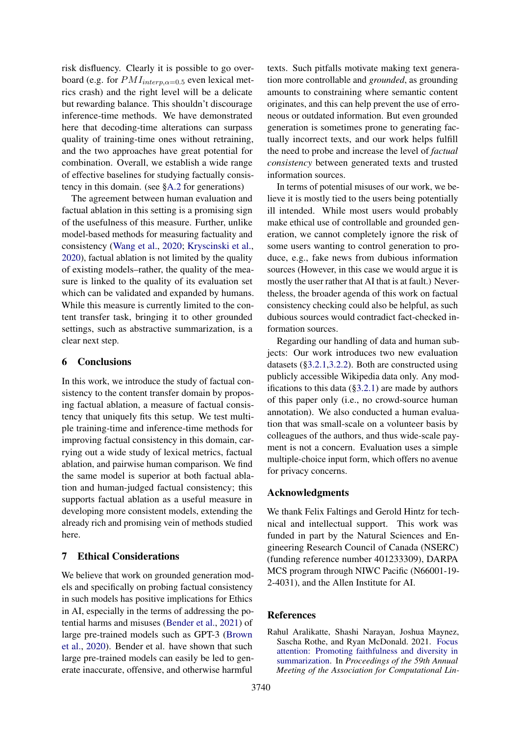risk disfluency. Clearly it is possible to go overboard (e.g. for $PMI_{interp,\alpha=0.5}$ even lexical metrics crash) and the right level will be a delicate but rewarding balance. This shouldn't discourage inference-time methods. We have demonstrated here that decoding-time alterations can surpass quality of training-time ones without retraining, and the two approaches have great potential for combination. Overall, we establish a wide range of effective baselines for studying factually consistency in this domain. (see §A.2 for generations)

The agreement between human evaluation and factual ablation in this setting is a promising sign of the usefulness of this measure. Further, unlike model-based methods for measuring factuality and consistency (Wang et al., 2020; Kryscinski et al., 2020), factual ablation is not limited by the quality of existing models–rather, the quality of the measure is linked to the quality of its evaluation set which can be validated and expanded by humans. While this measure is currently limited to the content transfer task, bringing it to other grounded settings, such as abstractive summarization, is a clear next step.

## 6 Conclusions

In this work, we introduce the study of factual consistency to the content transfer domain by proposing factual ablation, a measure of factual consistency that uniquely fits this setup. We test multiple training-time and inference-time methods for improving factual consistency in this domain, carrying out a wide study of lexical metrics, factual ablation, and pairwise human comparison. We find the same model is superior at both factual ablation and human-judged factual consistency; this supports factual ablation as a useful measure in developing more consistent models, extending the already rich and promising vein of methods studied here.

## 7 Ethical Considerations

We believe that work on grounded generation models and specifically on probing factual consistency in such models has positive implications for Ethics in AI, especially in the terms of addressing the potential harms and misuses (Bender et al., 2021) of large pre-trained models such as GPT-3 (Brown et al., 2020). Bender et al. have shown that such large pre-trained models can easily be led to generate inaccurate, offensive, and otherwise harmful texts. Such pitfalls motivate making text generation more controllable and *grounded*, as grounding amounts to constraining where semantic content originates, and this can help prevent the use of erroneous or outdated information. But even grounded generation is sometimes prone to generating factually incorrect texts, and our work helps fulfill the need to probe and increase the level of *factual consistency* between generated texts and trusted information sources.

In terms of potential misuses of our work, we believe it is mostly tied to the users being potentially ill intended. While most users would probably make ethical use of controllable and grounded generation, we cannot completely ignore the risk of some users wanting to control generation to produce, e.g., fake news from dubious information sources (However, in this case we would argue it is mostly the user rather that AI that is at fault.) Nevertheless, the broader agenda of this work on factual consistency checking could also be helpful, as such dubious sources would contradict fact-checked information sources.

Regarding our handling of data and human subjects: Our work introduces two new evaluation datasets (§3.2.1,3.2.2). Both are constructed using publicly accessible Wikipedia data only. Any modifications to this data (§3.2.1) are made by authors of this paper only (i.e., no crowd-source human annotation). We also conducted a human evaluation that was small-scale on a volunteer basis by colleagues of the authors, and thus wide-scale payment is not a concern. Evaluation uses a simple multiple-choice input form, which offers no avenue for privacy concerns.

## Acknowledgments

We thank Felix Faltings and Gerold Hintz for technical and intellectual support. This work was funded in part by the Natural Sciences and Engineering Research Council of Canada (NSERC) (funding reference number 401233309), DARPA MCS program through NIWC Pacific (N66001-19-2-4031), and the Allen Institute for AI.

## References

Rahul Aralikatte, Shashi Narayan, Joshua Maynez, Sascha Rothe, and Ryan McDonald. 2021. Focus attention: Promoting faithfulness and diversity in summarization. In *Proceedings of the 59th Annual Meeting of the Association for Computational Lin-*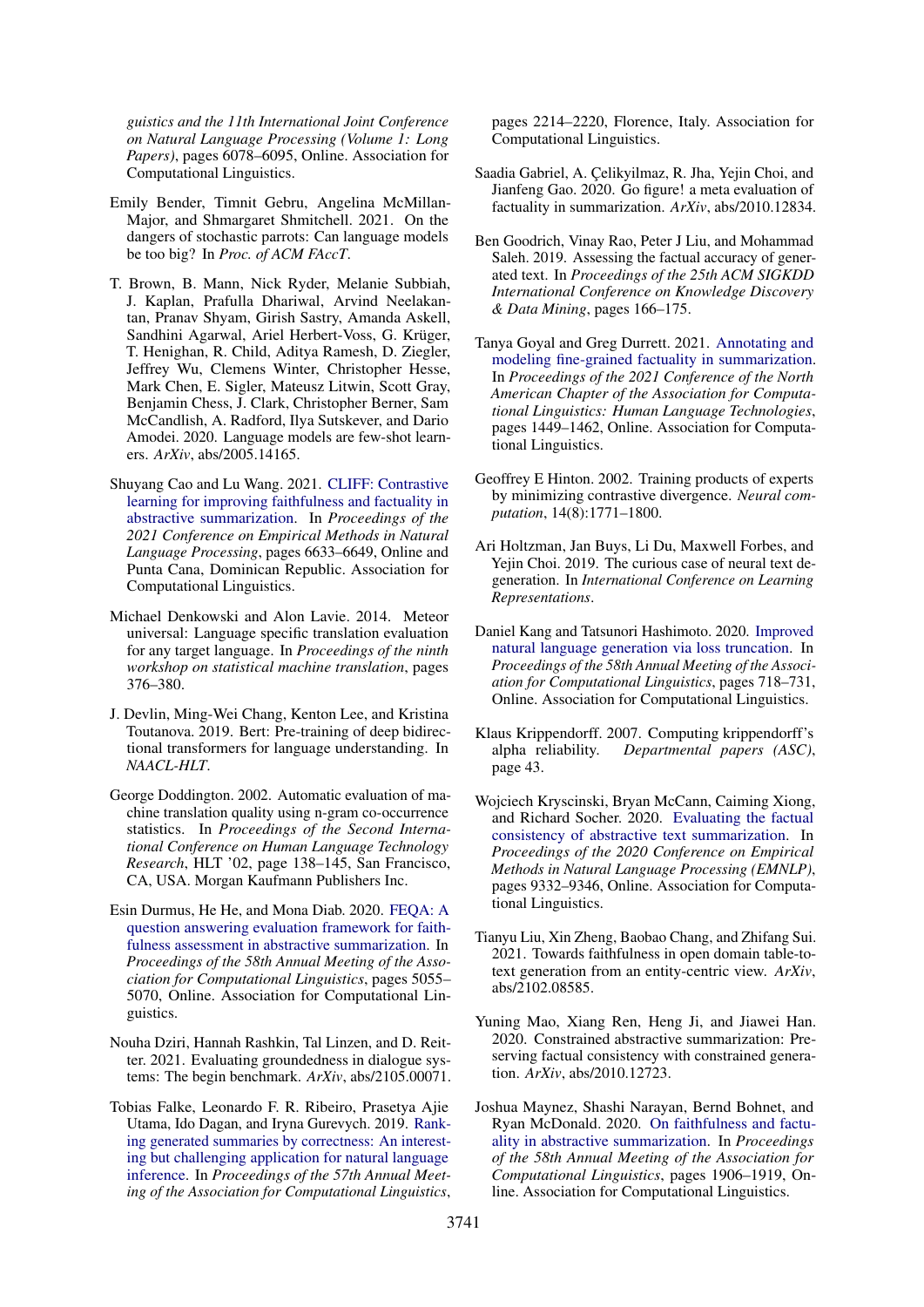guistics and the 11th International Joint Conference on Natural Language Processing (Volume 1: Long Papers)*, pages 6078–6095, Online. Association for Computational Linguistics.

Emily Bender, Timnit Gebru, Angelina McMillan-Major, and Shmargaret Shmitchell. 2021. On the dangers of stochastic parrots: Can language models be too big? In *Proc. of ACM FAccT*.

T. Brown, B. Mann, Nick Ryder, Melanie Subbiah, J. Kaplan, Prafulla Dhariwal, Arvind Neelakantan, Pranav Shyam, Girish Sastry, Amanda Askell, Sandhini Agarwal, Ariel Herbert-Voss, G. Krüger, T. Henighan, R. Child, Aditya Ramesh, D. Ziegler, Jeffrey Wu, Clemens Winter, Christopher Hesse, Mark Chen, E. Sigler, Mateusz Litwin, Scott Gray, Benjamin Chess, J. Clark, Christopher Berner, Sam McCandlish, A. Radford, Ilya Sutskever, and Dario Amodei. 2020. Language models are few-shot learners. *ArXiv*, abs/2005.14165.

Shuyang Cao and Lu Wang. 2021. CLIFF: Contrastive learning for improving faithfulness and factuality in abstractive summarization. In *Proceedings of the 2021 Conference on Empirical Methods in Natural Language Processing*, pages 6633–6649, Online and Punta Cana, Dominican Republic. Association for Computational Linguistics.

Michael Denkowski and Alon Lavie. 2014. Meteor universal: Language specific translation evaluation for any target language. In *Proceedings of the ninth workshop on statistical machine translation*, pages 376–380.

J. Devlin, Ming-Wei Chang, Kenton Lee, and Kristina Toutanova. 2019. Bert: Pre-training of deep bidirectional transformers for language understanding. In *NAACL-HLT*.

George Doddington. 2002. Automatic evaluation of machine translation quality using n-gram co-occurrence statistics. In *Proceedings of the Second International Conference on Human Language Technology Research*, HLT '02, page 138–145, San Francisco, CA, USA. Morgan Kaufmann Publishers Inc.

Esin Durmus, He He, and Mona Diab. 2020. FEQA: A question answering evaluation framework for faithfulness assessment in abstractive summarization. In *Proceedings of the 58th Annual Meeting of the Association for Computational Linguistics*, pages 5055–5070, Online. Association for Computational Linguistics.

Nouha Dziri, Hannah Rashkin, Tal Linzen, and D. Reitter. 2021. Evaluating groundedness in dialogue systems: The begin benchmark. *ArXiv*, abs/2105.00071.

Tobias Falke, Leonardo F. R. Ribeiro, Prasetya Ajie Utama, Ido Dagan, and Iryna Gurevych. 2019. Ranking generated summaries by correctness: An interesting but challenging application for natural language inference. In *Proceedings of the 57th Annual Meeting of the Association for Computational Linguistics*, pages 2214–2220, Florence, Italy. Association for Computational Linguistics.

Saadia Gabriel, A. Çelikyilmaz, R. Jha, Yejin Choi, and Jianfeng Gao. 2020. Go figure! a meta evaluation of factuality in summarization. *ArXiv*, abs/2010.12834.

Ben Goodrich, Vinay Rao, Peter J Liu, and Mohammad Saleh. 2019. Assessing the factual accuracy of generated text. In *Proceedings of the 25th ACM SIGKDD International Conference on Knowledge Discovery & Data Mining*, pages 166–175.

Tanya Goyal and Greg Durrett. 2021. Annotating and modeling fine-grained factuality in summarization. In *Proceedings of the 2021 Conference of the North American Chapter of the Association for Computational Linguistics: Human Language Technologies*, pages 1449–1462, Online. Association for Computational Linguistics.

Geoffrey E Hinton. 2002. Training products of experts by minimizing contrastive divergence. *Neural computation*, 14(8):1771–1800.

Ari Holtzman, Jan Buys, Li Du, Maxwell Forbes, and Yejin Choi. 2019. The curious case of neural text degeneration. In *International Conference on Learning Representations*.

Daniel Kang and Tatsunori Hashimoto. 2020. Improved natural language generation via loss truncation. In *Proceedings of the 58th Annual Meeting of the Association for Computational Linguistics*, pages 718–731, Online. Association for Computational Linguistics.

Klaus Krippendorff. 2007. Computing krippendorff's alpha reliability. *Departmental papers (ASC)*, page 43.

Wojciech Kryscinski, Bryan McCann, Caiming Xiong, and Richard Socher. 2020. Evaluating the factual consistency of abstractive text summarization. In *Proceedings of the 2020 Conference on Empirical Methods in Natural Language Processing (EMNLP)*, pages 9332–9346, Online. Association for Computational Linguistics.

Tianyu Liu, Xin Zheng, Baobao Chang, and Zhifang Sui. 2021. Towards faithfulness in open domain table-to-text generation from an entity-centric view. *ArXiv*, abs/2102.08585.

Yuning Mao, Xiang Ren, Heng Ji, and Jiawei Han. 2020. Constrained abstractive summarization: Preserving factual consistency with constrained generation. *ArXiv*, abs/2010.12723.

Joshua Maynez, Shashi Narayan, Bernd Bohnet, and Ryan McDonald. 2020. On faithfulness and factuality in abstractive summarization. In *Proceedings of the 58th Annual Meeting of the Association for Computational Linguistics*, pages 1906–1919, Online. Association for Computational Linguistics.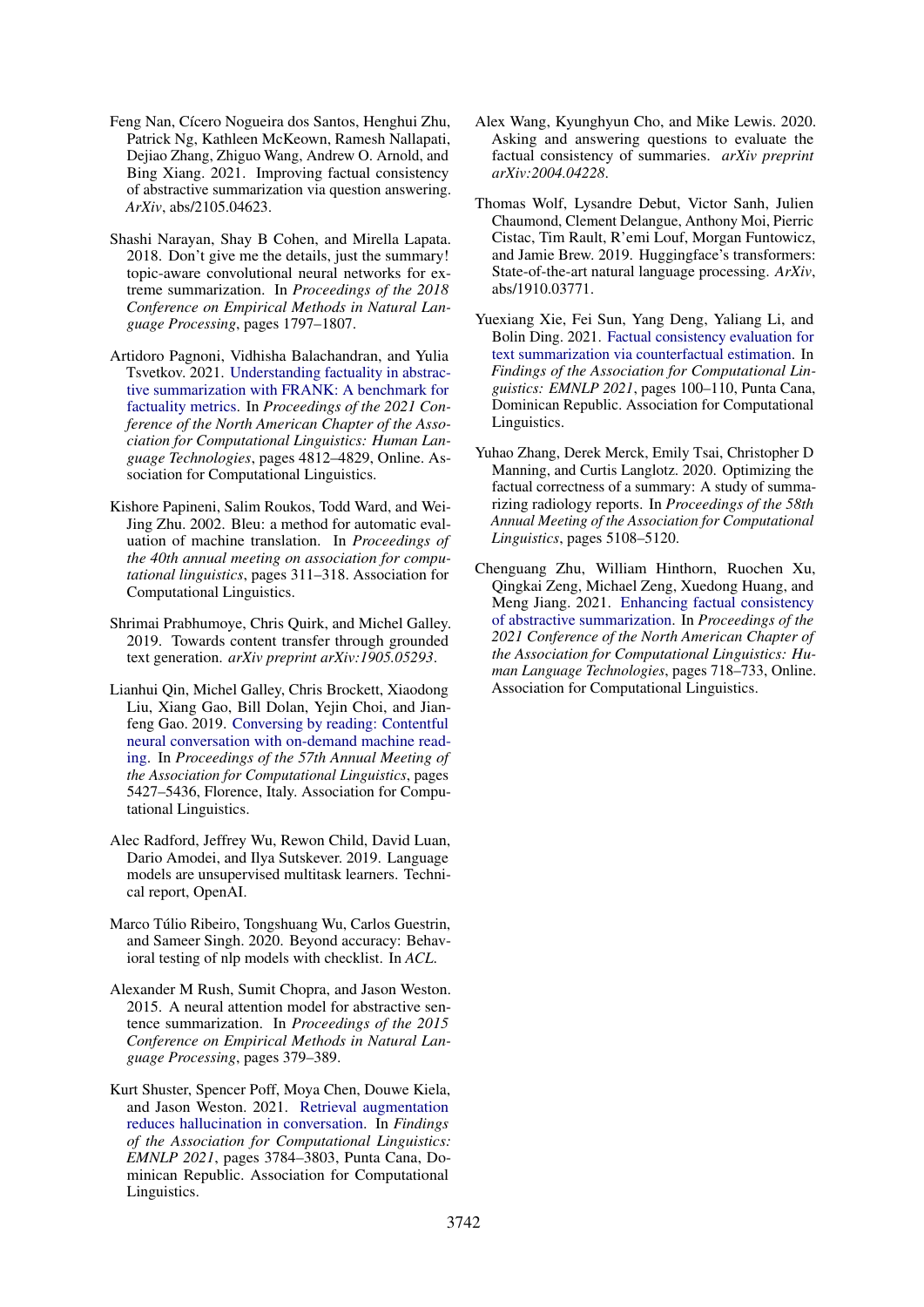Feng Nan, Cícero Nogueira dos Santos, Henghui Zhu, Patrick Ng, Kathleen McKeown, Ramesh Nallapati, Dejiao Zhang, Zhiguo Wang, Andrew O. Arnold, and Bing Xiang. 2021. Improving factual consistency of abstractive summarization via question answering. *ArXiv*, abs/2105.04623.

Shashi Narayan, Shay B Cohen, and Mirella Lapata. 2018. Don't give me the details, just the summary! topic-aware convolutional neural networks for extreme summarization. In *Proceedings of the 2018 Conference on Empirical Methods in Natural Language Processing*, pages 1797–1807.

Artidoro Pagnoni, Vidhisha Balachandran, and Yulia Tsvetkov. 2021. Understanding factuality in abstractive summarization with FRANK: A benchmark for factuality metrics. In *Proceedings of the 2021 Conference of the North American Chapter of the Association for Computational Linguistics: Human Language Technologies*, pages 4812–4829, Online. Association for Computational Linguistics.

Kishore Papineni, Salim Roukos, Todd Ward, and Wei-Jing Zhu. 2002. Bleu: a method for automatic evaluation of machine translation. In *Proceedings of the 40th annual meeting on association for computational linguistics*, pages 311–318. Association for Computational Linguistics.

Shrimai Prabhumoye, Chris Quirk, and Michel Galley. 2019. Towards content transfer through grounded text generation. *arXiv preprint arXiv:1905.05293*.

Lianhui Qin, Michel Galley, Chris Brockett, Xiaodong Liu, Xiang Gao, Bill Dolan, Yejin Choi, and Jianfeng Gao. 2019. Conversing by reading: Contentful neural conversation with on-demand machine reading. In *Proceedings of the 57th Annual Meeting of the Association for Computational Linguistics*, pages 5427–5436, Florence, Italy. Association for Computational Linguistics.

Alec Radford, Jeffrey Wu, Rewon Child, David Luan, Dario Amodei, and Ilya Sutskever. 2019. Language models are unsupervised multitask learners. Technical report, OpenAI.

Marco Túlio Ribeiro, Tongshuang Wu, Carlos Guestrin, and Sameer Singh. 2020. Beyond accuracy: Behavioral testing of nlp models with checklist. In *ACL*.

Alexander M Rush, Sumit Chopra, and Jason Weston. 2015. A neural attention model for abstractive sentence summarization. In *Proceedings of the 2015 Conference on Empirical Methods in Natural Language Processing*, pages 379–389.

Kurt Shuster, Spencer Poff, Moya Chen, Douwe Kiela, and Jason Weston. 2021. Retrieval augmentation reduces hallucination in conversation. In *Findings of the Association for Computational Linguistics: EMNLP 2021*, pages 3784–3803, Punta Cana, Dominican Republic. Association for Computational Linguistics.

Alex Wang, Kyunghyun Cho, and Mike Lewis. 2020. Asking and answering questions to evaluate the factual consistency of summaries. *arXiv preprint arXiv:2004.04228*.

Thomas Wolf, Lysandre Debut, Victor Sanh, Julien Chaumond, Clement Delangue, Anthony Moi, Pierric Cistac, Tim Rault, R'emi Louf, Morgan Funtowicz, and Jamie Brew. 2019. Huggingface's transformers: State-of-the-art natural language processing. *ArXiv*, abs/1910.03771.

Yuexiang Xie, Fei Sun, Yang Deng, Yaliang Li, and Bolin Ding. 2021. Factual consistency evaluation for text summarization via counterfactual estimation. In *Findings of the Association for Computational Linguistics: EMNLP 2021*, pages 100–110, Punta Cana, Dominican Republic. Association for Computational Linguistics.

Yuhao Zhang, Derek Merck, Emily Tsai, Christopher D Manning, and Curtis Langlotz. 2020. Optimizing the factual correctness of a summary: A study of summarizing radiology reports. In *Proceedings of the 58th Annual Meeting of the Association for Computational Linguistics*, pages 5108–5120.

Chenguang Zhu, William Hinthorn, Ruochen Xu, Qingkai Zeng, Michael Zeng, Xuedong Huang, and Meng Jiang. 2021. Enhancing factual consistency of abstractive summarization. In *Proceedings of the 2021 Conference of the North American Chapter of the Association for Computational Linguistics: Human Language Technologies*, pages 718–733, Online. Association for Computational Linguistics.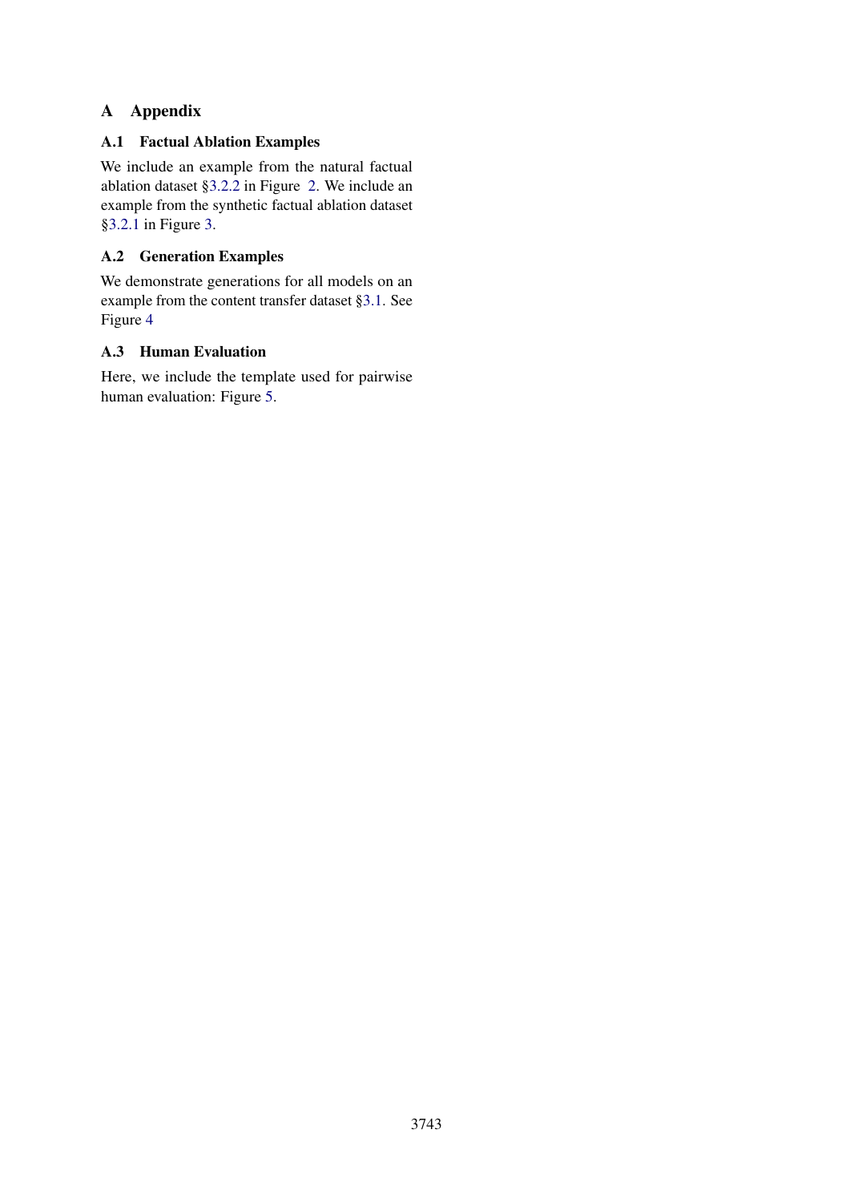# A Appendix

## A.1 Factual Ablation Examples

We include an example from the natural factual ablation dataset §3.2.2 in Figure 2. We include an example from the synthetic factual ablation dataset §3.2.1 in Figure 3.

## A.2 Generation Examples

We demonstrate generations for all models on an example from the content transfer dataset §3.1. See Figure 4

## A.3 Human Evaluation

Here, we include the template used for pairwise human evaluation: Figure 5.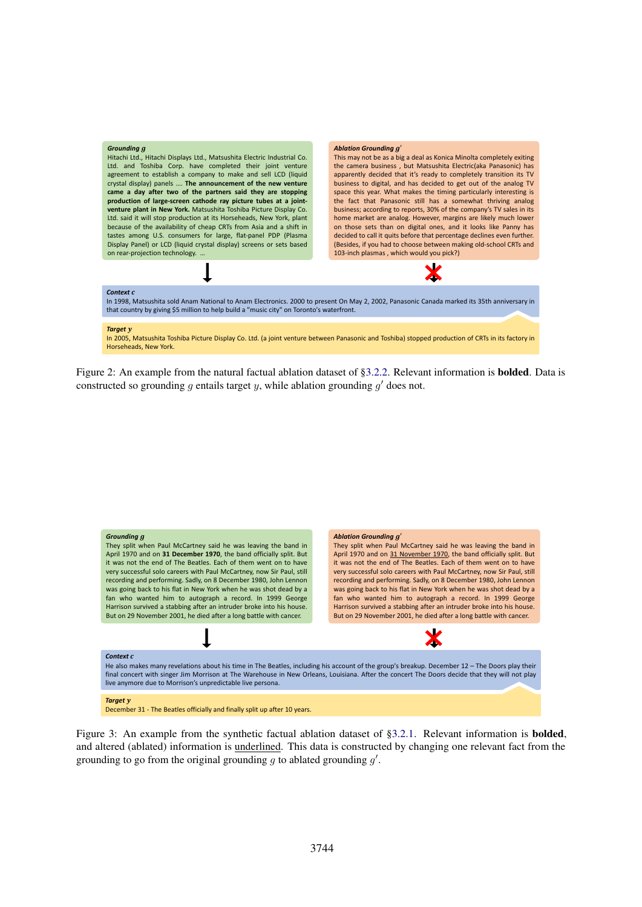**Grounding $g$**
Hitachi Ltd., Hitachi Displays Ltd., Matsushita Electric Industrial Co. Ltd. and Toshiba Corp. have completed their joint venture agreement to establish a company to make and sell LCD (liquid crystal display) panels .... **The announcement of the new venture came a day after two of the partners said they are stopping production of large-screen cathode ray picture tubes at a joint-venture plant in New York.** Matsushita Toshiba Picture Display Co. Ltd. said it will stop production at its Horseheads, New York, plant because of the availability of cheap CRTs from Asia and a shift in tastes among U.S. consumers for large, flat-panel PDP (Plasma Display Panel) or LCD (liquid crystal display) screens or sets based on rear-projection technology. ...

**Ablation Grounding $g'$**
This may not be as a big a deal as Konica Minolta completely exiting the camera business , but Matsushita Electric(aka Panasonic) has apparently decided that it's ready to completely transition its TV business to digital, and has decided to get out of the analog TV space this year. What makes the timing particularly interesting is the fact that Panasonic still has a somewhat thriving analog business; according to reports, 30% of the company's TV sales in its home market are analog. However, margins are likely much lower on those sets than on digital ones, and it looks like Panny has decided to call it quits before that percentage declines even further. (Besides, if you had to choose between making old-school CRTs and 103-inch plasmas , which would you pick?)

**Context $c$**
In 1998, Matsushita sold Anam National to Anam Electronics. 2000 to present On May 2, 2002, Panasonic Canada marked its 35th anniversary in that country by giving $5 million to help build a "music city" on Toronto's waterfront.

**Target $y$**
In 2005, Matsushita Toshiba Picture Display Co. Ltd. (a joint venture between Panasonic and Toshiba) stopped production of CRTs in its factory in Horseheads, New York.

Figure 2: An example from the natural factual ablation dataset of §3.2.2. Relevant information is **bolded**. Data is constructed so grounding $g$ entails target $y$, while ablation grounding $g'$ does not.

**Grounding $g$**
They split when Paul McCartney said he was leaving the band in April 1970 and on **31 December 1970**, the band officially split. But it was not the end of The Beatles. Each of them went on to have very successful solo careers with Paul McCartney, now Sir Paul, still recording and performing. Sadly, on 8 December 1980, John Lennon was going back to his flat in New York when he was shot dead by a fan who wanted him to autograph a record. In 1999 George Harrison survived a stabbing after an intruder broke into his house. But on 29 November 2001, he died after a long battle with cancer.

**Ablation Grounding $g'$**
They split when Paul McCartney said he was leaving the band in April 1970 and on <u>31 November 1970</u>, the band officially split. But it was not the end of The Beatles. Each of them went on to have very successful solo careers with Paul McCartney, now Sir Paul, still recording and performing. Sadly, on 8 December 1980, John Lennon was going back to his flat in New York when he was shot dead by a fan who wanted him to autograph a record. In 1999 George Harrison survived a stabbing after an intruder broke into his house. But on 29 November 2001, he died after a long battle with cancer.

**Context $c$**
He also makes many revelations about his time in The Beatles, including his account of the group's breakup. December 12 – The Doors play their final concert with singer Jim Morrison at The Warehouse in New Orleans, Louisiana. After the concert The Doors decide that they will not play live anymore due to Morrison's unpredictable live persona.

**Target $y$**
December 31 - The Beatles officially and finally split up after 10 years.

Figure 3: An example from the synthetic factual ablation dataset of §3.2.1. Relevant information is **bolded**, and altered (ablated) information is <u>underlined</u>. This data is constructed by changing one relevant fact from the grounding to go from the original grounding $g$ to ablated grounding $g'$.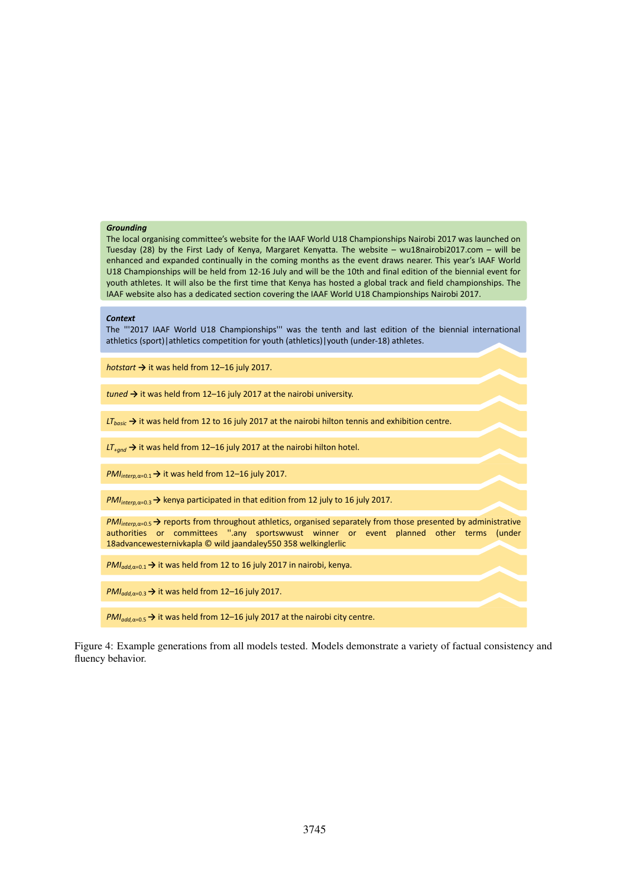***Grounding***

The local organising committee's website for the IAAF World U18 Championships Nairobi 2017 was launched on Tuesday (28) by the First Lady of Kenya, Margaret Kenyatta. The website – wu18nairobi2017.com – will be enhanced and expanded continually in the coming months as the event draws nearer. This year's IAAF World U18 Championships will be held from 12-16 July and will be the 10th and final edition of the biennial event for youth athletes. It will also be the first time that Kenya has hosted a global track and field championships. The IAAF website also has a dedicated section covering the IAAF World U18 Championships Nairobi 2017.

***Context***

The '''2017 IAAF World U18 Championships''' was the tenth and last edition of the biennial international athletics (sport)|athletics competition for youth (athletics)|youth (under-18) athletes.

*hotstart* → it was held from 12–16 july 2017.

*tuned* → it was held from 12–16 july 2017 at the nairobi university.

$LT_{basic}$ → it was held from 12 to 16 july 2017 at the nairobi hilton tennis and exhibition centre.

$LT_{+gnd}$ → it was held from 12–16 july 2017 at the nairobi hilton hotel.

$PMI_{interp,\alpha=0.1}$ → it was held from 12–16 july 2017.

$PMI_{interp,\alpha=0.3}$ → kenya participated in that edition from 12 july to 16 july 2017.

$PMI_{interp,\alpha=0.5}$ → reports from throughout athletics, organised separately from those presented by administrative authorities or committees ''.any sportswwust winner or event planned other terms (under 18advancewesternivkapla © wild jaandaley550 358 welkinglerlic

$PMI_{add,\alpha=0.1}$ → it was held from 12 to 16 july 2017 in nairobi, kenya.

$PMI_{add,\alpha=0.3}$ → it was held from 12–16 july 2017.

$PMI_{add,\alpha=0.5}$ → it was held from 12–16 july 2017 at the nairobi city centre.

Figure 4: Example generations from all models tested. Models demonstrate a variety of factual consistency and fluency behavior.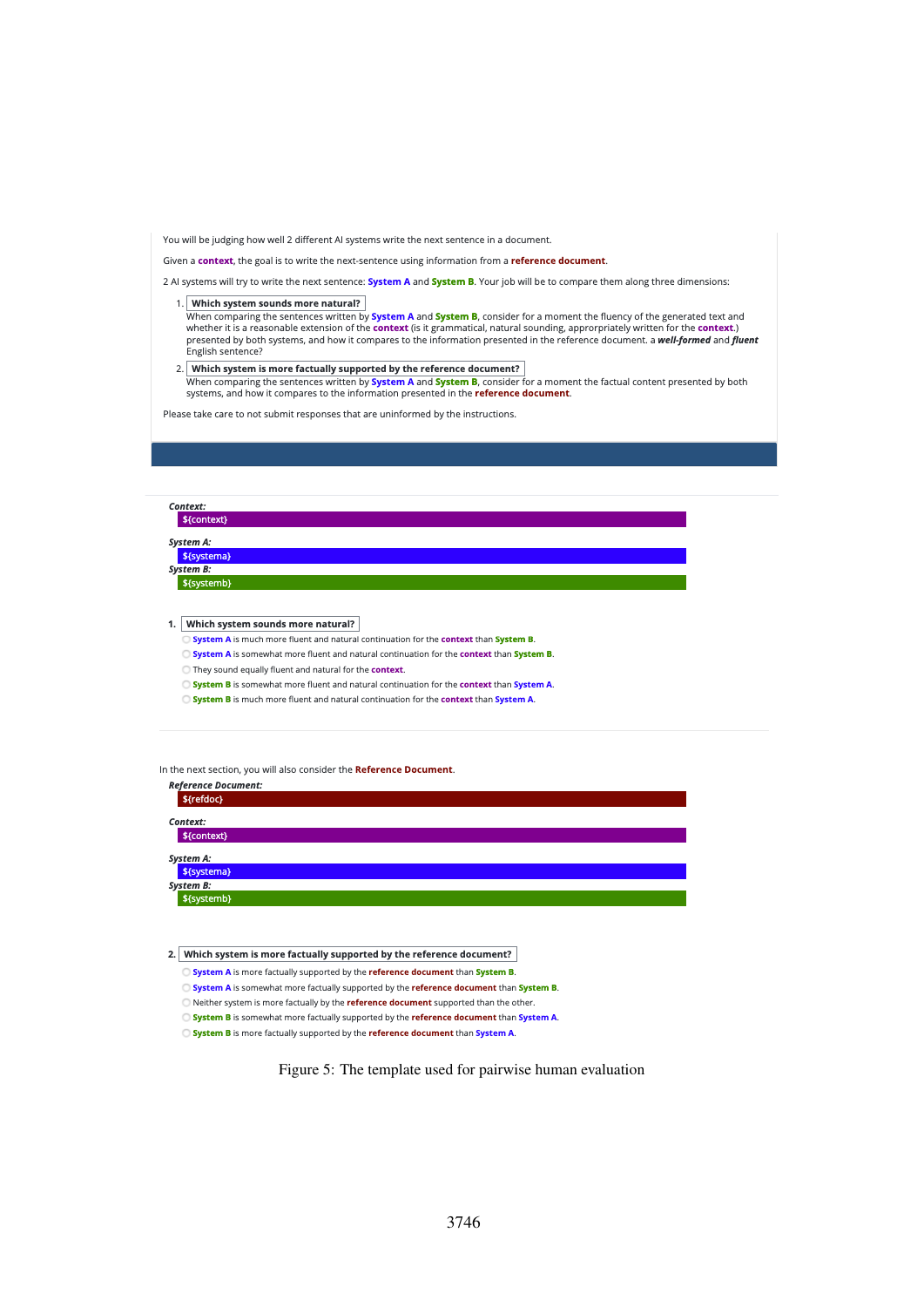You will be judging how well 2 different AI systems write the next sentence in a document.

Given a **context**, the goal is to write the next-sentence using information from a **reference document**.

2 AI systems will try to write the next sentence: **System A** and **System B**. Your job will be to compare them along three dimensions:

1. **Which system sounds more natural?**
   When comparing the sentences written by **System A** and **System B**, consider for a moment the fluency of the generated text and whether it is a reasonable extension of the **context** (is it grammatical, natural sounding, approrpriately written for the **context**.) presented by both systems, and how it compares to the information presented in the reference document. a ***well-formed*** and ***fluent*** English sentence?
2. **Which system is more factually supported by the reference document?**
   When comparing the sentences written by **System A** and **System B**, consider for a moment the factual content presented by both systems, and how it compares to the information presented in the **reference document**.

Please take care to not submit responses that are uninformed by the instructions.

***Context:***
${context}

***System A:***
${systema}

***System B:***
${systemb}

1. **Which system sounds more natural?**
   - **System A** is much more fluent and natural continuation for the **context** than **System B**.
   - **System A** is somewhat more fluent and natural continuation for the **context** than **System B**.
   - They sound equally fluent and natural for the **context**.
   - **System B** is somewhat more fluent and natural continuation for the **context** than **System A**.
   - **System B** is much more fluent and natural continuation for the **context** than **System A**.

In the next section, you will also consider the **Reference Document**.

***Reference Document:***
${refdoc}

***Context:***
${context}

***System A:***
${systema}

***System B:***
${systemb}

2. **Which system is more factually supported by the reference document?**
   - **System A** is more factually supported by the **reference document** than **System B**.
   - **System A** is somewhat more factually supported by the **reference document** than **System B**.
   - Neither system is more factually by the **reference document** supported than the other.
   - **System B** is somewhat more factually supported by the **reference document** than **System A**.
   - **System B** is more factually supported by the **reference document** than **System A**.

Figure 5: The template used for pairwise human evaluation